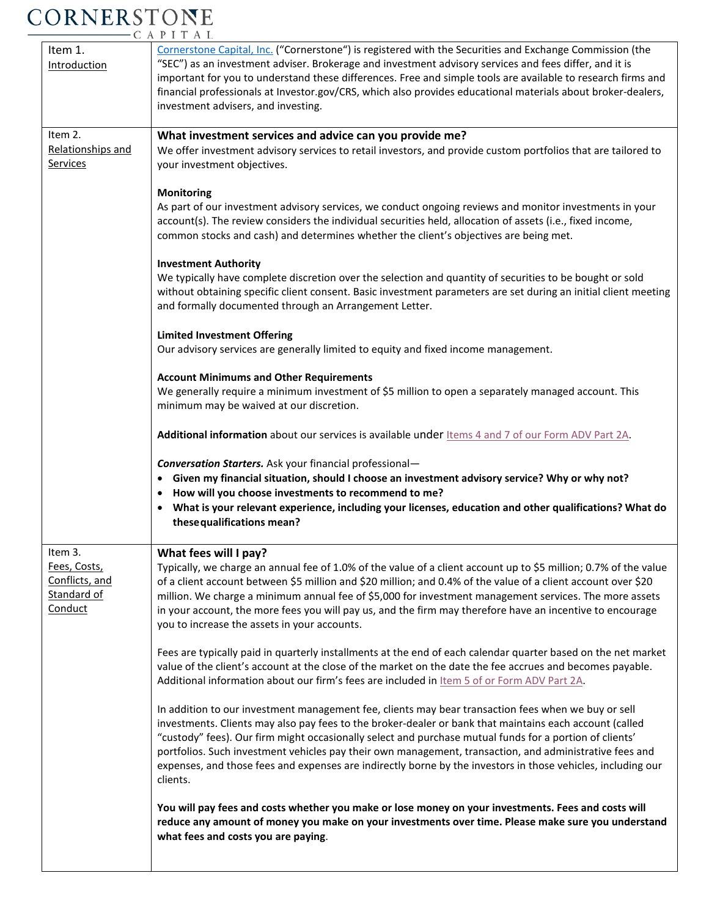# CORNERSTONE CAPITAL

| | |
|---|---|
| Item 1. Introduction | Cornerstone Capital, Inc. ("Cornerstone") is registered with the Securities and Exchange Commission (the "SEC") as an investment adviser. Brokerage and investment advisory services and fees differ, and it is important for you to understand these differences. Free and simple tools are available to research firms and financial professionals at Investor.gov/CRS, which also provides educational materials about broker-dealers, investment advisers, and investing. |
| Item 2. Relationships and Services | **What investment services and advice can you provide me?**<br>We offer investment advisory services to retail investors, and provide custom portfolios that are tailored to your investment objectives.<br><br>**Monitoring**<br>As part of our investment advisory services, we conduct ongoing reviews and monitor investments in your account(s). The review considers the individual securities held, allocation of assets (i.e., fixed income, common stocks and cash) and determines whether the client's objectives are being met.<br><br>**Investment Authority**<br>We typically have complete discretion over the selection and quantity of securities to be bought or sold without obtaining specific client consent. Basic investment parameters are set during an initial client meeting and formally documented through an Arrangement Letter.<br><br>**Limited Investment Offering**<br>Our advisory services are generally limited to equity and fixed income management.<br><br>**Account Minimums and Other Requirements**<br>We generally require a minimum investment of $5 million to open a separately managed account. This minimum may be waived at our discretion.<br><br>**Additional information** about our services is available under Items 4 and 7 of our Form ADV Part 2A.<br><br>***Conversation Starters.*** Ask your financial professional—<br>• **Given my financial situation, should I choose an investment advisory service? Why or why not?**<br>• **How will you choose investments to recommend to me?**<br>• **What is your relevant experience, including your licenses, education and other qualifications? What do these qualifications mean?** |
| Item 3. Fees, Costs, Conflicts, and Standard of Conduct | **What fees will I pay?**<br>Typically, we charge an annual fee of 1.0% of the value of a client account up to $5 million; 0.7% of the value of a client account between $5 million and $20 million; and 0.4% of the value of a client account over $20 million. We charge a minimum annual fee of $5,000 for investment management services. The more assets in your account, the more fees you will pay us, and the firm may therefore have an incentive to encourage you to increase the assets in your accounts.<br><br>Fees are typically paid in quarterly installments at the end of each calendar quarter based on the net market value of the client's account at the close of the market on the date the fee accrues and becomes payable. Additional information about our firm's fees are included in Item 5 of or Form ADV Part 2A.<br><br>In addition to our investment management fee, clients may bear transaction fees when we buy or sell investments. Clients may also pay fees to the broker-dealer or bank that maintains each account (called "custody" fees). Our firm might occasionally select and purchase mutual funds for a portion of clients' portfolios. Such investment vehicles pay their own management, transaction, and administrative fees and expenses, and those fees and expenses are indirectly borne by the investors in those vehicles, including our clients.<br><br>**You will pay fees and costs whether you make or lose money on your investments. Fees and costs will reduce any amount of money you make on your investments over time. Please make sure you understand what fees and costs you are paying**. |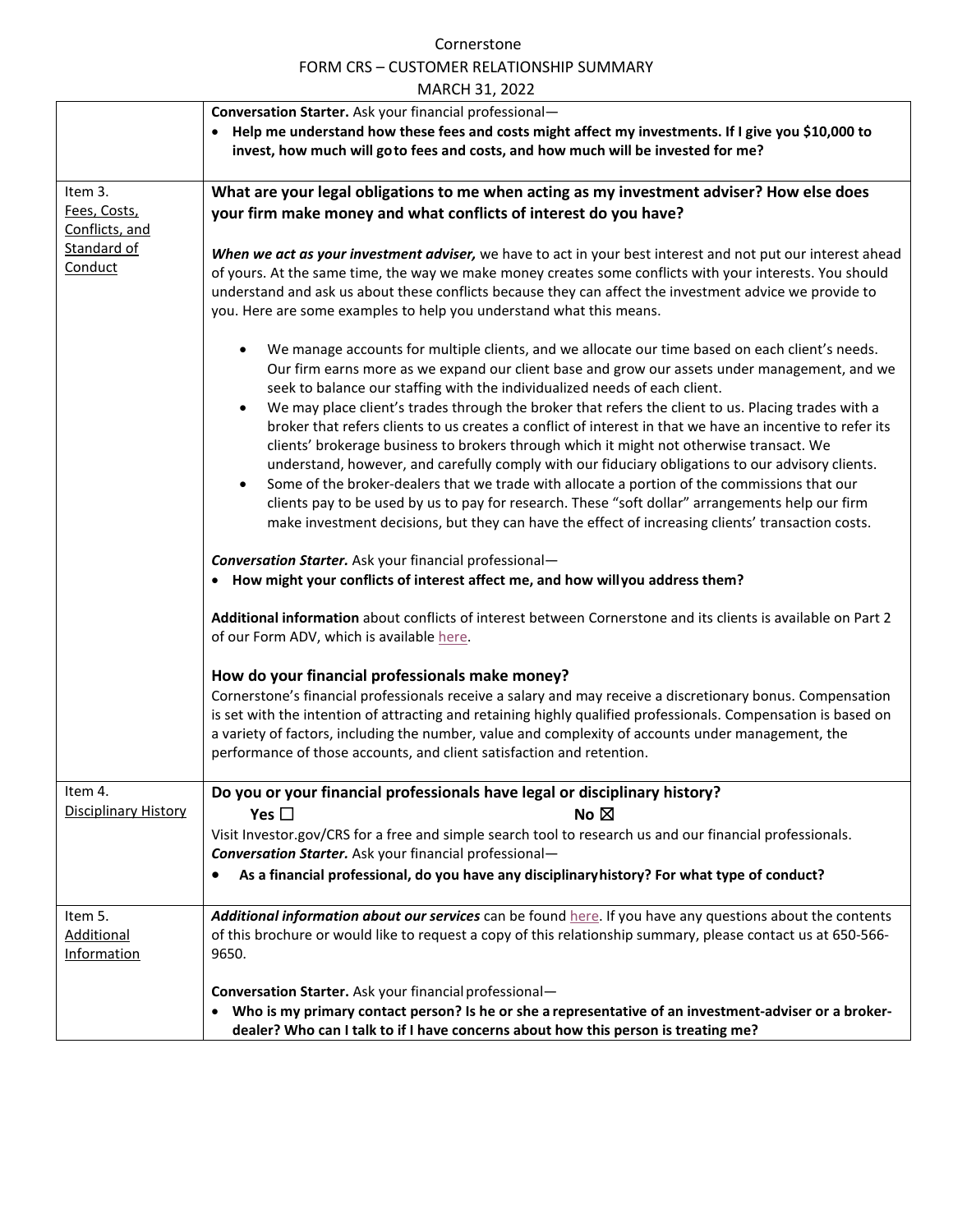Cornerstone
FORM CRS – CUSTOMER RELATIONSHIP SUMMARY
MARCH 31, 2022

| | |
|---|---|
| | **Conversation Starter.** Ask your financial professional—<br>• **Help me understand how these fees and costs might affect my investments. If I give you $10,000 to invest, how much will goto fees and costs, and how much will be invested for me?** |
| Item 3.<br>Fees, Costs, Conflicts, and Standard of Conduct | **What are your legal obligations to me when acting as my investment adviser? How else does your firm make money and what conflicts of interest do you have?**<br><br>***When we act as your investment adviser,*** we have to act in your best interest and not put our interest ahead of yours. At the same time, the way we make money creates some conflicts with your interests. You should understand and ask us about these conflicts because they can affect the investment advice we provide to you. Here are some examples to help you understand what this means.<br><br>• We manage accounts for multiple clients, and we allocate our time based on each client's needs. Our firm earns more as we expand our client base and grow our assets under management, and we seek to balance our staffing with the individualized needs of each client.<br>• We may place client's trades through the broker that refers the client to us. Placing trades with a broker that refers clients to us creates a conflict of interest in that we have an incentive to refer its clients' brokerage business to brokers through which it might not otherwise transact. We understand, however, and carefully comply with our fiduciary obligations to our advisory clients.<br>• Some of the broker-dealers that we trade with allocate a portion of the commissions that our clients pay to be used by us to pay for research. These "soft dollar" arrangements help our firm make investment decisions, but they can have the effect of increasing clients' transaction costs.<br><br>***Conversation Starter.*** Ask your financial professional—<br>• **How might your conflicts of interest affect me, and how willyou address them?**<br><br>**Additional information** about conflicts of interest between Cornerstone and its clients is available on Part 2 of our Form ADV, which is available here.<br><br>**How do your financial professionals make money?**<br>Cornerstone's financial professionals receive a salary and may receive a discretionary bonus. Compensation is set with the intention of attracting and retaining highly qualified professionals. Compensation is based on a variety of factors, including the number, value and complexity of accounts under management, the performance of those accounts, and client satisfaction and retention. |
| Item 4.<br>Disciplinary History | **Do you or your financial professionals have legal or disciplinary history?**<br>**Yes** ☐ **No** ☒<br>Visit Investor.gov/CRS for a free and simple search tool to research us and our financial professionals.<br>***Conversation Starter.*** Ask your financial professional—<br>• **As a financial professional, do you have any disciplinaryhistory? For what type of conduct?** |
| Item 5.<br>Additional Information | ***Additional information about our services*** can be found here. If you have any questions about the contents of this brochure or would like to request a copy of this relationship summary, please contact us at 650-566-9650.<br><br>**Conversation Starter.** Ask your financial professional—<br>• **Who is my primary contact person? Is he or she a representative of an investment-adviser or a broker-dealer? Who can I talk to if I have concerns about how this person is treating me?** |